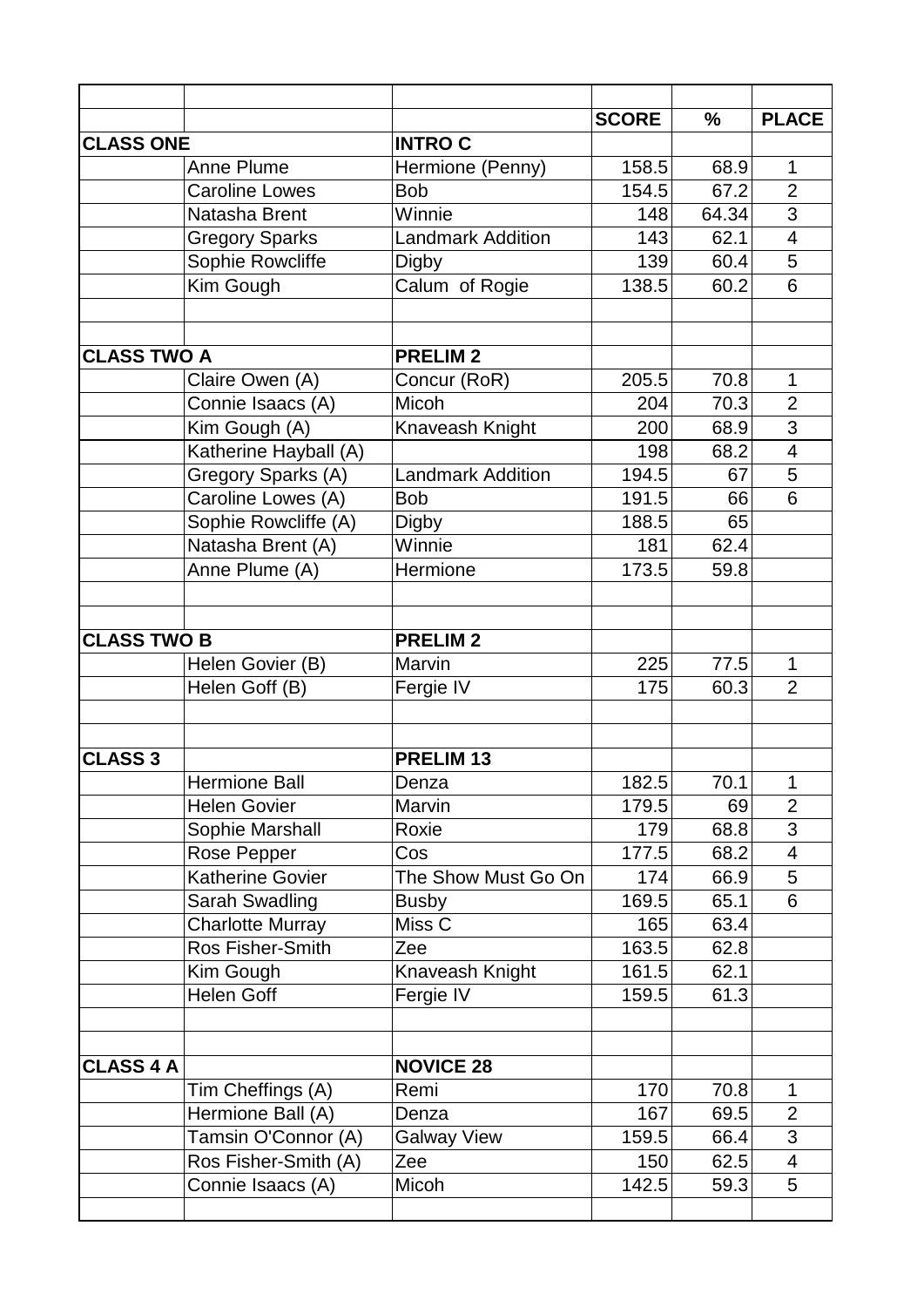| | | | SCORE | % | PLACE |
|---|---|---|---|---|---|
| **CLASS ONE** | | **INTRO C** | | | |
| | Anne Plume | Hermione (Penny) | 158.5 | 68.9 | 1 |
| | Caroline Lowes | Bob | 154.5 | 67.2 | 2 |
| | Natasha Brent | Winnie | 148 | 64.34 | 3 |
| | Gregory Sparks | Landmark Addition | 143 | 62.1 | 4 |
| | Sophie Rowcliffe | Digby | 139 | 60.4 | 5 |
| | Kim Gough | Calum of Rogie | 138.5 | 60.2 | 6 |
| | | | | | |
| | | | | | |
| **CLASS TWO A** | | **PRELIM 2** | | | |
| | Claire Owen (A) | Concur (RoR) | 205.5 | 70.8 | 1 |
| | Connie Isaacs (A) | Micoh | 204 | 70.3 | 2 |
| | Kim Gough (A) | Knaveash Knight | 200 | 68.9 | 3 |
| | Katherine Hayball (A) | | 198 | 68.2 | 4 |
| | Gregory Sparks (A) | Landmark Addition | 194.5 | 67 | 5 |
| | Caroline Lowes (A) | Bob | 191.5 | 66 | 6 |
| | Sophie Rowcliffe (A) | Digby | 188.5 | 65 | |
| | Natasha Brent (A) | Winnie | 181 | 62.4 | |
| | Anne Plume (A) | Hermione | 173.5 | 59.8 | |
| | | | | | |
| | | | | | |
| **CLASS TWO B** | | **PRELIM 2** | | | |
| | Helen Govier (B) | Marvin | 225 | 77.5 | 1 |
| | Helen Goff (B) | Fergie IV | 175 | 60.3 | 2 |
| | | | | | |
| | | | | | |
| **CLASS 3** | | **PRELIM 13** | | | |
| | Hermione Ball | Denza | 182.5 | 70.1 | 1 |
| | Helen Govier | Marvin | 179.5 | 69 | 2 |
| | Sophie Marshall | Roxie | 179 | 68.8 | 3 |
| | Rose Pepper | Cos | 177.5 | 68.2 | 4 |
| | Katherine Govier | The Show Must Go On | 174 | 66.9 | 5 |
| | Sarah Swadling | Busby | 169.5 | 65.1 | 6 |
| | Charlotte Murray | Miss C | 165 | 63.4 | |
| | Ros Fisher-Smith | Zee | 163.5 | 62.8 | |
| | Kim Gough | Knaveash Knight | 161.5 | 62.1 | |
| | Helen Goff | Fergie IV | 159.5 | 61.3 | |
| | | | | | |
| | | | | | |
| **CLASS 4 A** | | **NOVICE 28** | | | |
| | Tim Cheffings (A) | Remi | 170 | 70.8 | 1 |
| | Hermione Ball (A) | Denza | 167 | 69.5 | 2 |
| | Tamsin O'Connor (A) | Galway View | 159.5 | 66.4 | 3 |
| | Ros Fisher-Smith (A) | Zee | 150 | 62.5 | 4 |
| | Connie Isaacs (A) | Micoh | 142.5 | 59.3 | 5 |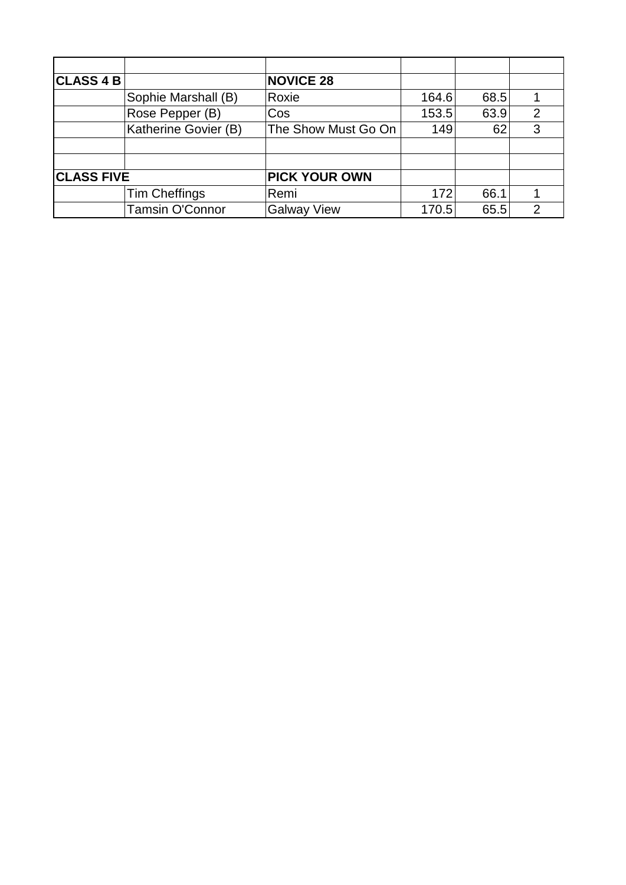| | | | | | |
|---|---|---|---|---|---|
| | | | | | |
| **CLASS 4 B** | | **NOVICE 28** | | | |
| | Sophie Marshall (B) | Roxie | 164.6 | 68.5 | 1 |
| | Rose Pepper (B) | Cos | 153.5 | 63.9 | 2 |
| | Katherine Govier (B) | The Show Must Go On | 149 | 62 | 3 |
| | | | | | |
| | | | | | |
| **CLASS FIVE** | | **PICK YOUR OWN** | | | |
| | Tim Cheffings | Remi | 172 | 66.1 | 1 |
| | Tamsin O'Connor | Galway View | 170.5 | 65.5 | 2 |